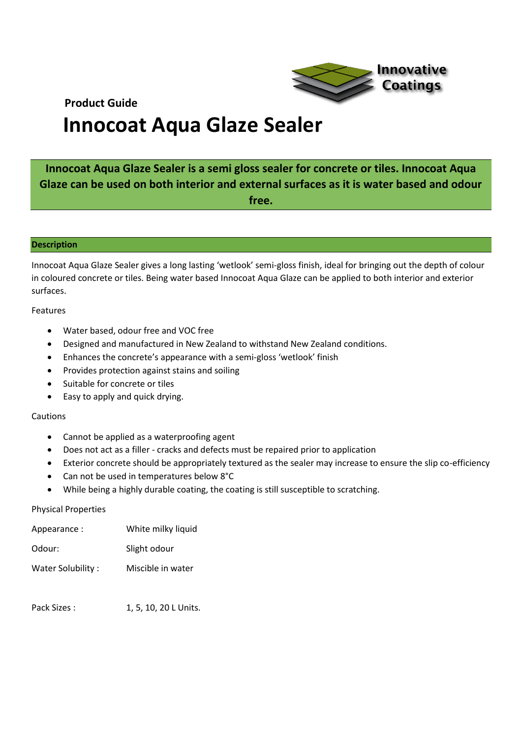Innovative Coatings

**Product Guide**

# Innocoat Aqua Glaze Sealer

**Innocoat Aqua Glaze Sealer is a semi gloss sealer for concrete or tiles. Innocoat Aqua Glaze can be used on both interior and external surfaces as it is water based and odour free.**

## Description

Innocoat Aqua Glaze Sealer gives a long lasting 'wetlook' semi-gloss finish, ideal for bringing out the depth of colour in coloured concrete or tiles. Being water based Innocoat Aqua Glaze can be applied to both interior and exterior surfaces.

Features

- Water based, odour free and VOC free
- Designed and manufactured in New Zealand to withstand New Zealand conditions.
- Enhances the concrete's appearance with a semi-gloss 'wetlook' finish
- Provides protection against stains and soiling
- Suitable for concrete or tiles
- Easy to apply and quick drying.

Cautions

- Cannot be applied as a waterproofing agent
- Does not act as a filler - cracks and defects must be repaired prior to application
- Exterior concrete should be appropriately textured as the sealer may increase to ensure the slip co-efficiency
- Can not be used in temperatures below 8°C
- While being a highly durable coating, the coating is still susceptible to scratching.

Physical Properties

| | |
|---|---|
| Appearance : | White milky liquid |
| Odour: | Slight odour |
| Water Solubility : | Miscible in water |
| Pack Sizes : | 1, 5, 10, 20 L Units. |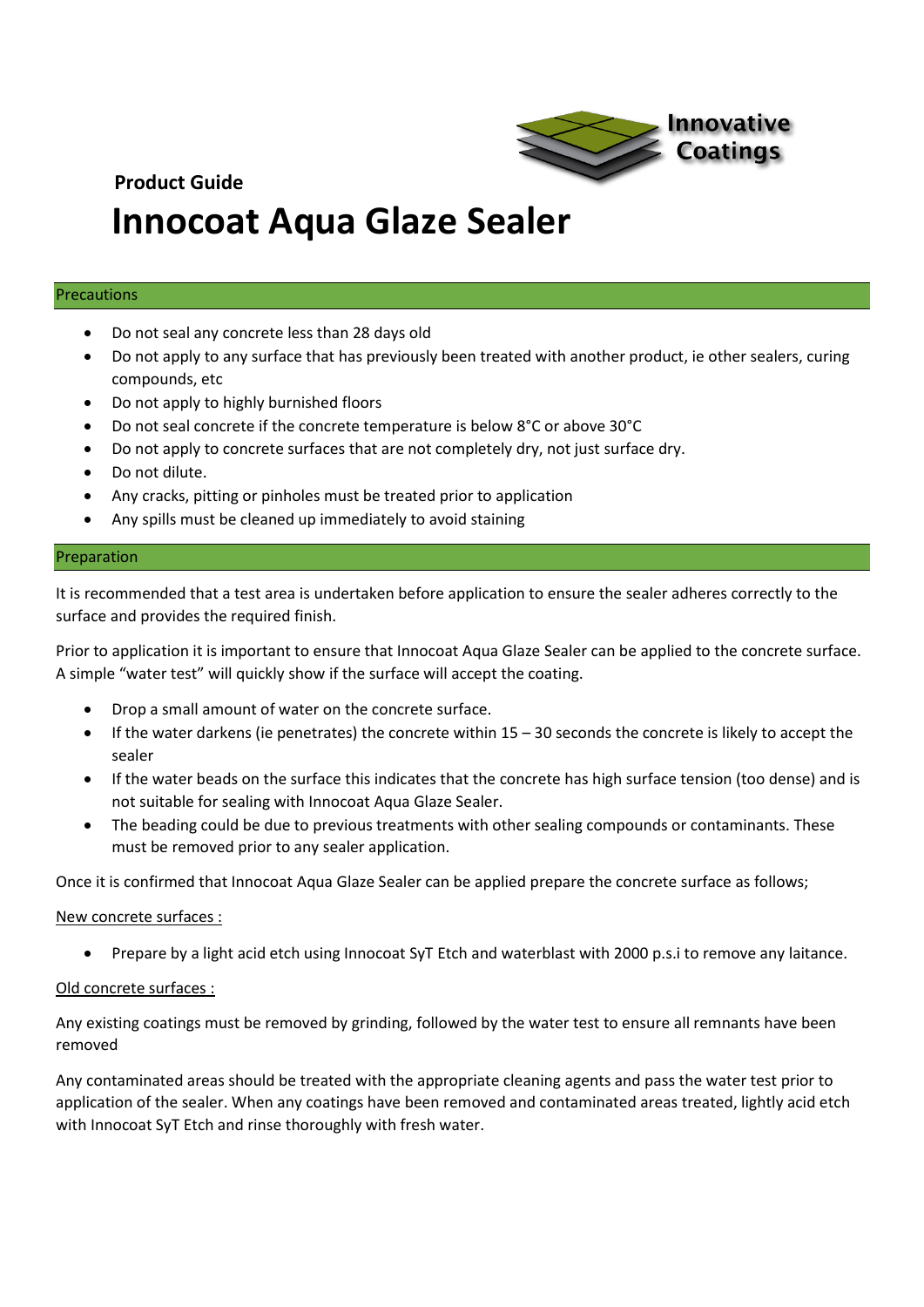**Product Guide**

# Innocoat Aqua Glaze Sealer

## Precautions

- Do not seal any concrete less than 28 days old
- Do not apply to any surface that has previously been treated with another product, ie other sealers, curing compounds, etc
- Do not apply to highly burnished floors
- Do not seal concrete if the concrete temperature is below 8°C or above 30°C
- Do not apply to concrete surfaces that are not completely dry, not just surface dry.
- Do not dilute.
- Any cracks, pitting or pinholes must be treated prior to application
- Any spills must be cleaned up immediately to avoid staining

## Preparation

It is recommended that a test area is undertaken before application to ensure the sealer adheres correctly to the surface and provides the required finish.

Prior to application it is important to ensure that Innocoat Aqua Glaze Sealer can be applied to the concrete surface. A simple "water test" will quickly show if the surface will accept the coating.

- Drop a small amount of water on the concrete surface.
- If the water darkens (ie penetrates) the concrete within 15 – 30 seconds the concrete is likely to accept the sealer
- If the water beads on the surface this indicates that the concrete has high surface tension (too dense) and is not suitable for sealing with Innocoat Aqua Glaze Sealer.
- The beading could be due to previous treatments with other sealing compounds or contaminants. These must be removed prior to any sealer application.

Once it is confirmed that Innocoat Aqua Glaze Sealer can be applied prepare the concrete surface as follows;

<u>New concrete surfaces :</u>

- Prepare by a light acid etch using Innocoat SyT Etch and waterblast with 2000 p.s.i to remove any laitance.

<u>Old concrete surfaces :</u>

Any existing coatings must be removed by grinding, followed by the water test to ensure all remnants have been removed

Any contaminated areas should be treated with the appropriate cleaning agents and pass the water test prior to application of the sealer. When any coatings have been removed and contaminated areas treated, lightly acid etch with Innocoat SyT Etch and rinse thoroughly with fresh water.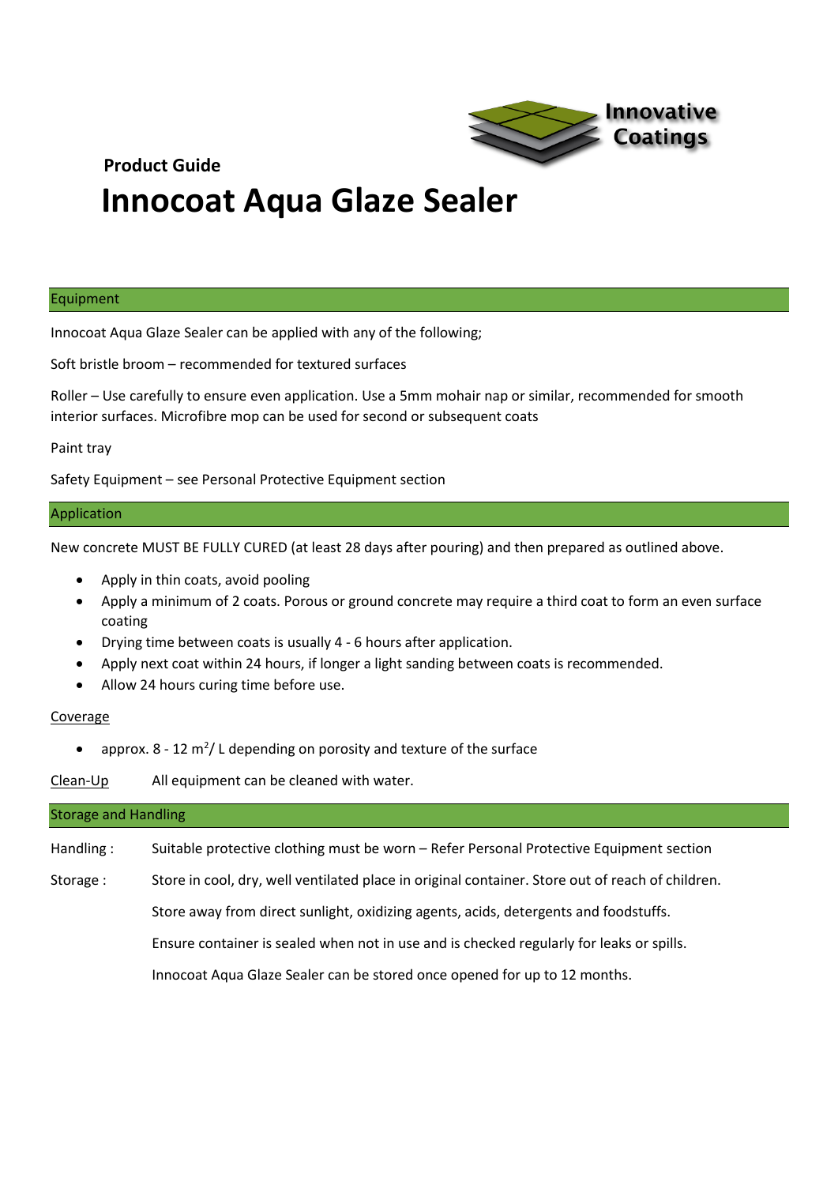Innovative Coatings

**Product Guide**

# Innocoat Aqua Glaze Sealer

## Equipment

Innocoat Aqua Glaze Sealer can be applied with any of the following;

Soft bristle broom – recommended for textured surfaces

Roller – Use carefully to ensure even application. Use a 5mm mohair nap or similar, recommended for smooth interior surfaces. Microfibre mop can be used for second or subsequent coats

Paint tray

Safety Equipment – see Personal Protective Equipment section

## Application

New concrete MUST BE FULLY CURED (at least 28 days after pouring) and then prepared as outlined above.

- Apply in thin coats, avoid pooling
- Apply a minimum of 2 coats. Porous or ground concrete may require a third coat to form an even surface coating
- Drying time between coats is usually 4 - 6 hours after application.
- Apply next coat within 24 hours, if longer a light sanding between coats is recommended.
- Allow 24 hours curing time before use.

Coverage

- approx. 8 - 12 $m^2$/ L depending on porosity and texture of the surface

Clean-Up All equipment can be cleaned with water.

## Storage and Handling

Handling : Suitable protective clothing must be worn – Refer Personal Protective Equipment section

Storage : Store in cool, dry, well ventilated place in original container. Store out of reach of children.

Store away from direct sunlight, oxidizing agents, acids, detergents and foodstuffs.

Ensure container is sealed when not in use and is checked regularly for leaks or spills.

Innocoat Aqua Glaze Sealer can be stored once opened for up to 12 months.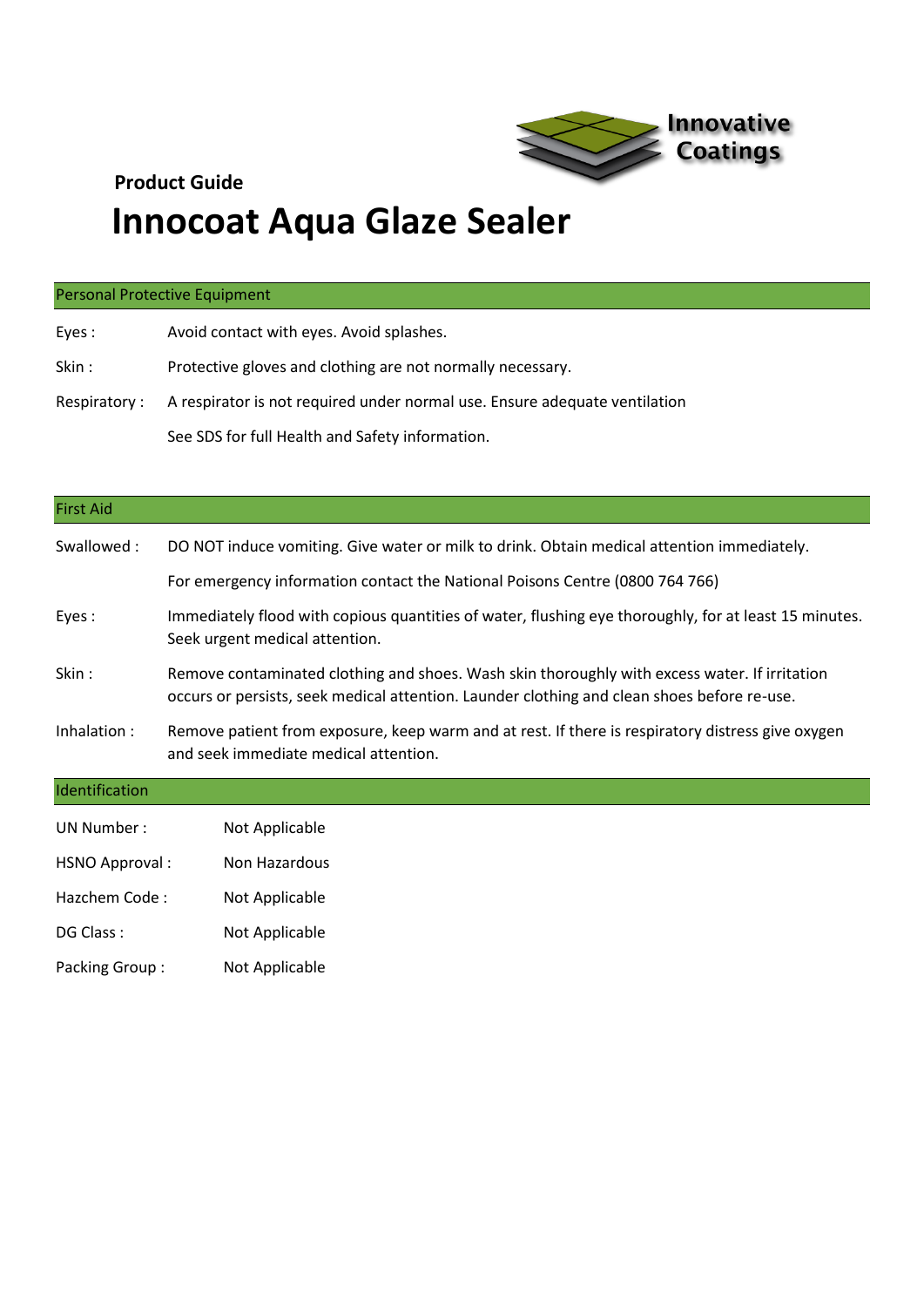Innovative Coatings

**Product Guide**

# Innocoat Aqua Glaze Sealer

## Personal Protective Equipment

| | |
|---|---|
| Eyes : | Avoid contact with eyes. Avoid splashes. |
| Skin : | Protective gloves and clothing are not normally necessary. |
| Respiratory : | A respirator is not required under normal use. Ensure adequate ventilation |
| | See SDS for full Health and Safety information. |

## First Aid

| | |
|---|---|
| Swallowed : | DO NOT induce vomiting. Give water or milk to drink. Obtain medical attention immediately. |
| | For emergency information contact the National Poisons Centre (0800 764 766) |
| Eyes : | Immediately flood with copious quantities of water, flushing eye thoroughly, for at least 15 minutes. Seek urgent medical attention. |
| Skin : | Remove contaminated clothing and shoes. Wash skin thoroughly with excess water. If irritation occurs or persists, seek medical attention. Launder clothing and clean shoes before re-use. |
| Inhalation : | Remove patient from exposure, keep warm and at rest. If there is respiratory distress give oxygen and seek immediate medical attention. |

## Identification

| | |
|---|---|
| UN Number : | Not Applicable |
| HSNO Approval : | Non Hazardous |
| Hazchem Code : | Not Applicable |
| DG Class : | Not Applicable |
| Packing Group : | Not Applicable |